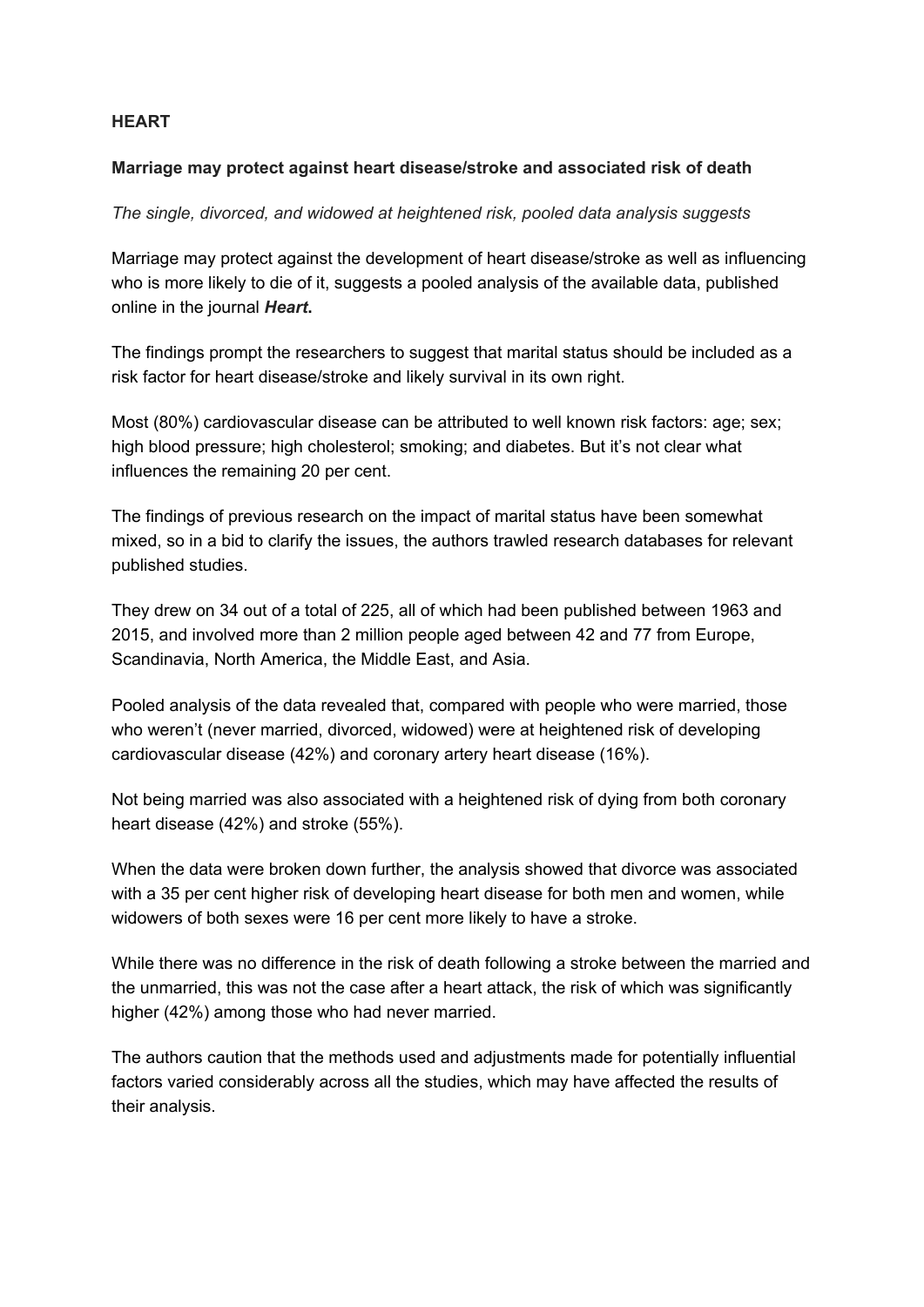**HEART**

**Marriage may protect against heart disease/stroke and associated risk of death**

*The single, divorced, and widowed at heightened risk, pooled data analysis suggests*

Marriage may protect against the development of heart disease/stroke as well as influencing who is more likely to die of it, suggests a pooled analysis of the available data, published online in the journal ***Heart*.**

The findings prompt the researchers to suggest that marital status should be included as a risk factor for heart disease/stroke and likely survival in its own right.

Most (80%) cardiovascular disease can be attributed to well known risk factors: age; sex; high blood pressure; high cholesterol; smoking; and diabetes. But it's not clear what influences the remaining 20 per cent.

The findings of previous research on the impact of marital status have been somewhat mixed, so in a bid to clarify the issues, the authors trawled research databases for relevant published studies.

They drew on 34 out of a total of 225, all of which had been published between 1963 and 2015, and involved more than 2 million people aged between 42 and 77 from Europe, Scandinavia, North America, the Middle East, and Asia.

Pooled analysis of the data revealed that, compared with people who were married, those who weren't (never married, divorced, widowed) were at heightened risk of developing cardiovascular disease (42%) and coronary artery heart disease (16%).

Not being married was also associated with a heightened risk of dying from both coronary heart disease (42%) and stroke (55%).

When the data were broken down further, the analysis showed that divorce was associated with a 35 per cent higher risk of developing heart disease for both men and women, while widowers of both sexes were 16 per cent more likely to have a stroke.

While there was no difference in the risk of death following a stroke between the married and the unmarried, this was not the case after a heart attack, the risk of which was significantly higher (42%) among those who had never married.

The authors caution that the methods used and adjustments made for potentially influential factors varied considerably across all the studies, which may have affected the results of their analysis.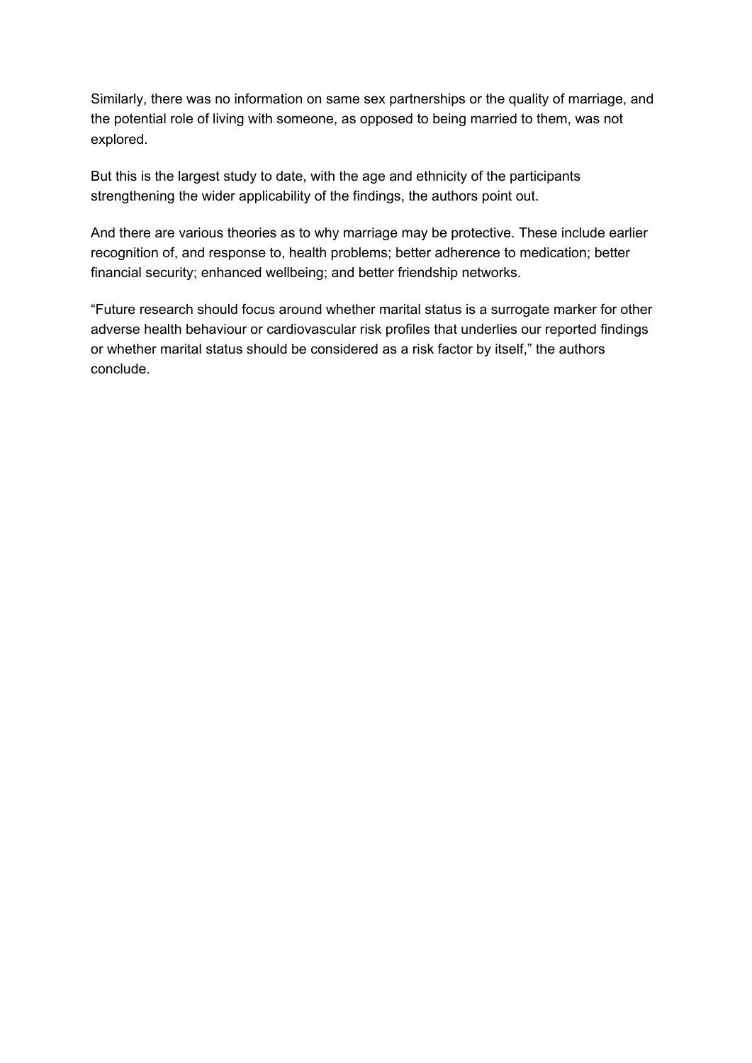Similarly, there was no information on same sex partnerships or the quality of marriage, and the potential role of living with someone, as opposed to being married to them, was not explored.

But this is the largest study to date, with the age and ethnicity of the participants strengthening the wider applicability of the findings, the authors point out.

And there are various theories as to why marriage may be protective. These include earlier recognition of, and response to, health problems; better adherence to medication; better financial security; enhanced wellbeing; and better friendship networks.

"Future research should focus around whether marital status is a surrogate marker for other adverse health behaviour or cardiovascular risk profiles that underlies our reported findings or whether marital status should be considered as a risk factor by itself," the authors conclude.